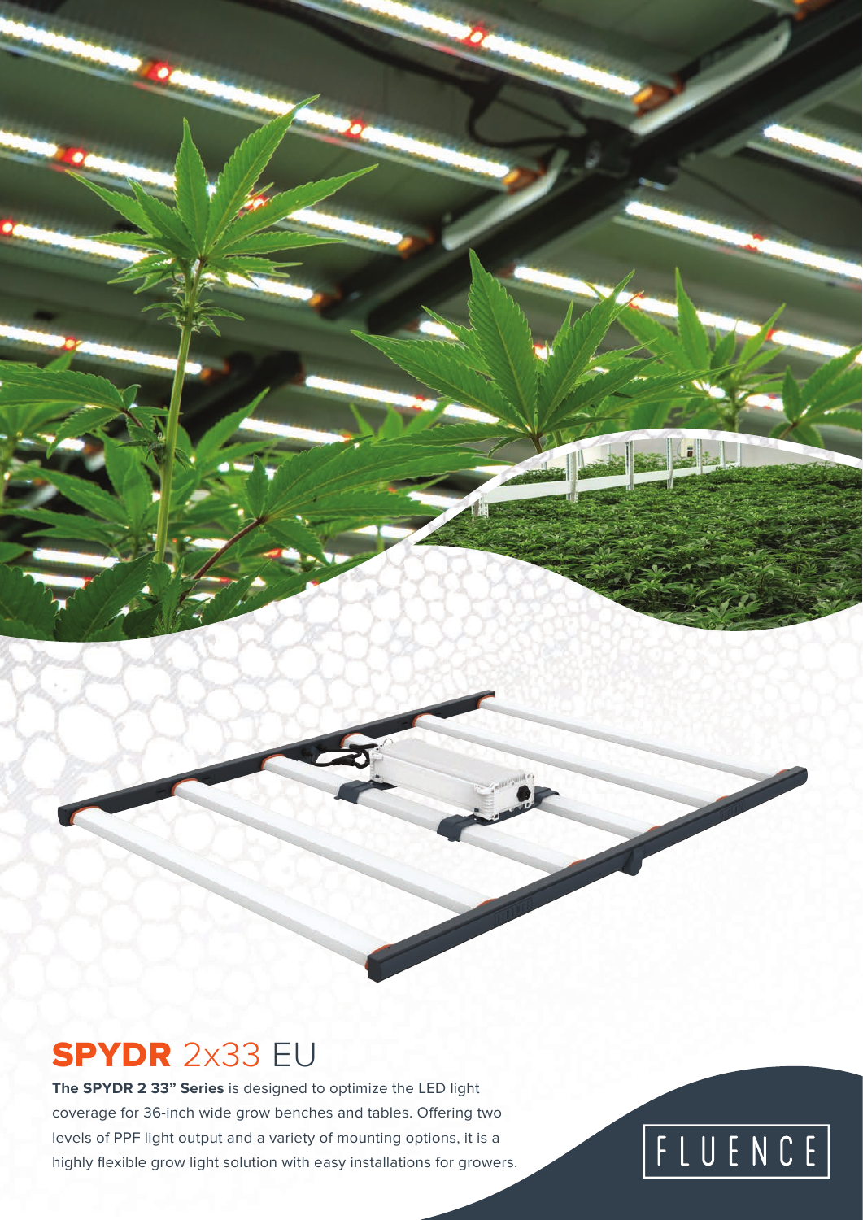# SPYDR 2x33 EU

**The SPYDR 2 33" Series** is designed to optimize the LED light coverage for 36-inch wide grow benches and tables. Offering two levels of PPF light output and a variety of mounting options, it is a highly flexible grow light solution with easy installations for growers.

FLUENCE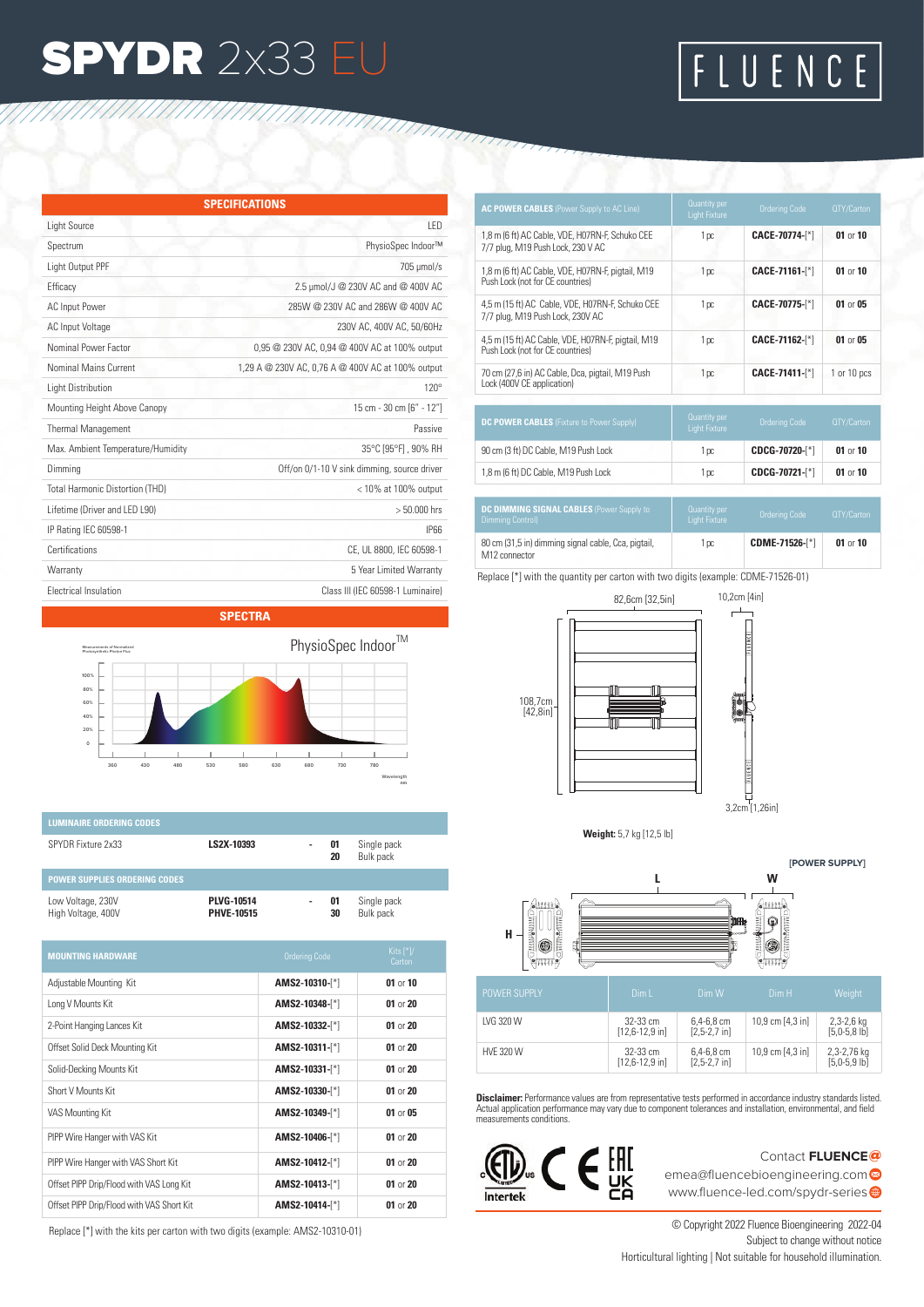# SPYDR 2x33 EU

FLUENCE

## SPECIFICATIONS

| | |
|---|---|
| Light Source | LED |
| Spectrum | PhysioSpec Indoor™ |
| Light Output PPF | 705 µmol/s |
| Efficacy | 2.5 µmol/J @ 230V AC and @ 400V AC |
| AC Input Power | 285W @ 230V AC and 286W @ 400V AC |
| AC Input Voltage | 230V AC, 400V AC, 50/60Hz |
| Nominal Power Factor | 0,95 @ 230V AC, 0,94 @ 400V AC at 100% output |
| Nominal Mains Current | 1,29 A @ 230V AC, 0,76 A @ 400V AC at 100% output |
| Light Distribution | 120° |
| Mounting Height Above Canopy | 15 cm - 30 cm [6" - 12"] |
| Thermal Management | Passive |
| Max. Ambient Temperature/Humidity | 35°C [95°F] , 90% RH |
| Dimming | Off/on 0/1-10 V sink dimming, source driver |
| Total Harmonic Distortion (THD) | < 10% at 100% output |
| Lifetime (Driver and LED L90) | > 50.000 hrs |
| IP Rating IEC 60598-1 | IP66 |
| Certifications | CE, UL 8800, IEC 60598-1 |
| Warranty | 5 Year Limited Warranty |
| Electrical Insulation | Class III (IEC 60598-1 Luminaire) |

## SPECTRA

PhysioSpec Indoor™

Measurements of Normalized Photosynthetic Photon Flux

100%
80%
60%
40%
20%
0

360 430 480 530 580 630 680 730 780

Wavelength nm

## LUMINAIRE ORDERING CODES

| | | | | |
|---|---|---|---|---|
| SPYDR Fixture 2x33 | LS2X-10393 | - | 01<br>20 | Single pack<br>Bulk pack |

## POWER SUPPLIES ORDERING CODES

| | | | | |
|---|---|---|---|---|
| Low Voltage, 230V<br>High Voltage, 400V | PLVG-10514<br>PHVE-10515 | - | 01<br>30 | Single pack<br>Bulk pack |

| MOUNTING HARDWARE | Ordering Code | Kits [*]/ Carton |
|---|---|---|
| Adjustable Mounting Kit | AMS2-10310-[*] | 01 or 10 |
| Long V Mounts Kit | AMS2-10348-[*] | 01 or 20 |
| 2-Point Hanging Lances Kit | AMS2-10332-[*] | 01 or 20 |
| Offset Solid Deck Mounting Kit | AMS2-10311-[*] | 01 or 20 |
| Solid-Decking Mounts Kit | AMS2-10331-[*] | 01 or 20 |
| Short V Mounts Kit | AMS2-10330-[*] | 01 or 20 |
| VAS Mounting Kit | AMS2-10349-[*] | 01 or 05 |
| PIPP Wire Hanger with VAS Kit | AMS2-10406-[*] | 01 or 20 |
| PIPP Wire Hanger with VAS Short Kit | AMS2-10412-[*] | 01 or 20 |
| Offset PIPP Drip/Flood with VAS Long Kit | AMS2-10413-[*] | 01 or 20 |
| Offset PIPP Drip/Flood with VAS Short Kit | AMS2-10414-[*] | 01 or 20 |

Replace [*] with the kits per carton with two digits (example: AMS2-10310-01)

| AC POWER CABLES (Power Supply to AC Line) | Quantity per Light Fixture | Ordering Code | QTY/Carton |
|---|---|---|---|
| 1,8 m (6 ft) AC Cable, VDE, H07RN-F, Schuko CEE 7/7 plug, M19 Push Lock, 230 V AC | 1 pc | CACE-70774-[*] | 01 or 10 |
| 1,8 m (6 ft) AC Cable, VDE, H07RN-F, pigtail, M19 Push Lock (not for CE countries) | 1 pc | CACE-71161-[*] | 01 or 10 |
| 4,5 m (15 ft) AC Cable, VDE, H07RN-F, Schuko CEE 7/7 plug, M19 Push Lock, 230V AC | 1 pc | CACE-70775-[*] | 01 or 05 |
| 4,5 m (15 ft) AC Cable, VDE, H07RN-F, pigtail, M19 Push Lock (not for CE countries) | 1 pc | CACE-71162-[*] | 01 or 05 |
| 70 cm (27,6 in) AC Cable, Dca, pigtail, M19 Push Lock (400V CE application) | 1 pc | CACE-71411-[*] | 1 or 10 pcs |

| DC POWER CABLES (Fixture to Power Supply) | Quantity per Light Fixture | Ordering Code | QTY/Carton |
|---|---|---|---|
| 90 cm (3 ft) DC Cable, M19 Push Lock | 1 pc | CDCG-70720-[*] | 01 or 10 |
| 1,8 m (6 ft) DC Cable, M19 Push Lock | 1 pc | CDCG-70721-[*] | 01 or 10 |

| DC DIMMING SIGNAL CABLES (Power Supply to Dimming Control) | Quantity per Light Fixture | Ordering Code | QTY/Carton |
|---|---|---|---|
| 80 cm (31,5 in) dimming signal cable, Cca, pigtail, M12 connector | 1 pc | CDME-71526-[*] | 01 or 10 |

Replace [*] with the quantity per carton with two digits (example: CDME-71526-01)

82,6cm [32,5in]

10,2cm [4in]

108,7cm [42,8in]

3,2cm [1,26in]

**Weight:** 5,7 kg [12,5 lb]

[POWER SUPPLY]

L

W

H

| POWER SUPPLY | Dim L | Dim W | Dim H | Weight |
|---|---|---|---|---|
| LVG 320 W | 32-33 cm [12,6-12,9 in] | 6,4-6,8 cm [2,5-2,7 in] | 10,9 cm [4,3 in] | 2,3-2,6 kg [5,0-5,8 lb] |
| HVE 320 W | 32-33 cm [12,6-12,9 in] | 6,4-6,8 cm [2,5-2,7 in] | 10,9 cm [4,3 in] | 2,3-2,76 kg [5,0-5,9 lb] |

**Disclaimer:** Performance values are from representative tests performed in accordance industry standards listed. Actual application performance may vary due to component tolerances and installation, environmental, and field measurements conditions.

Intertek

Contact **FLUENCE**

emea@fluencebioengineering.com

www.fluence-led.com/spydr-series

© Copyright 2022 Fluence Bioengineering 2022-04

Subject to change without notice

Horticultural lighting | Not suitable for household illumination.